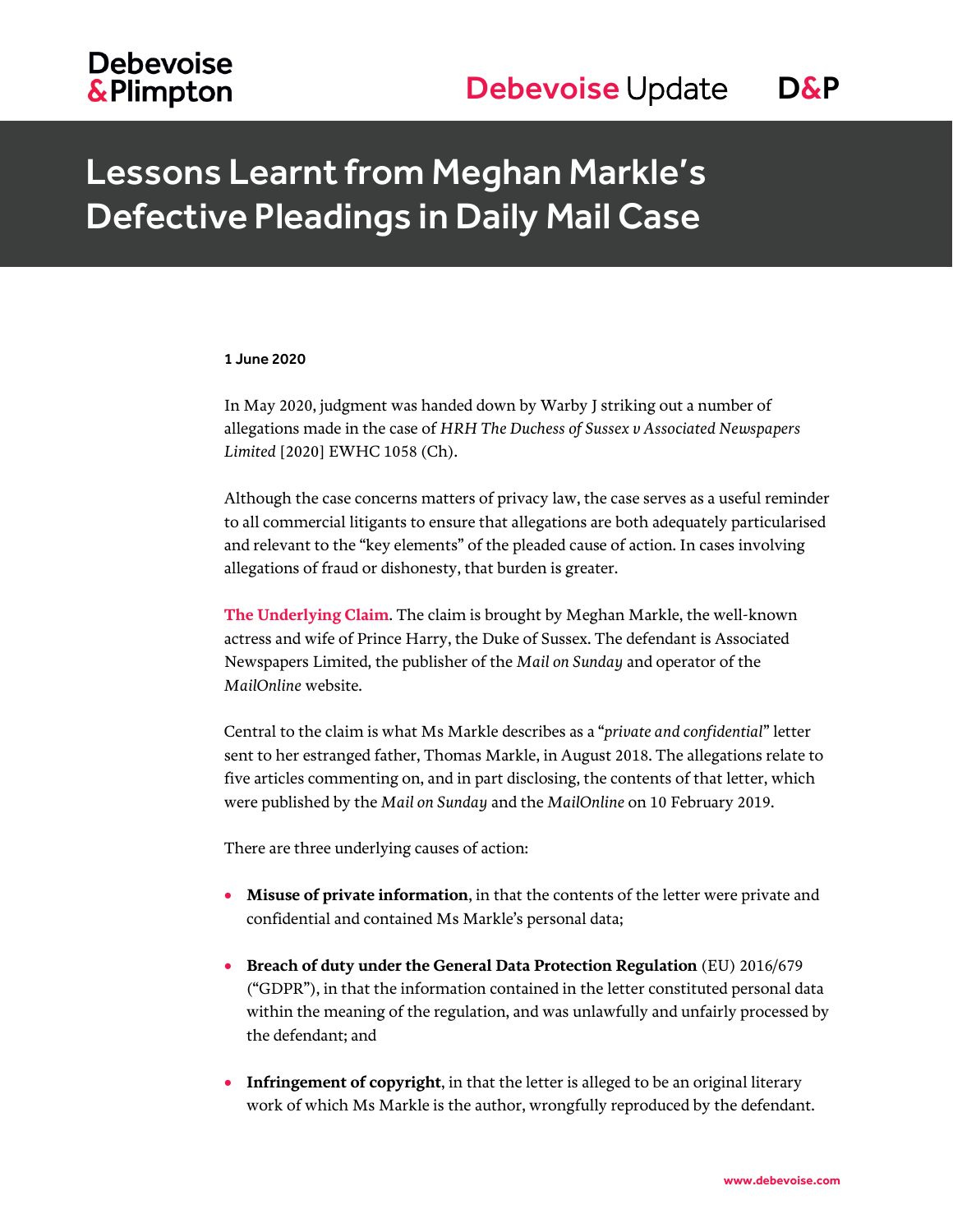# Lessons Learnt from Meghan Markle's Defective Pleadings in Daily Mail Case

**1 June 2020**

In May 2020, judgment was handed down by Warby J striking out a number of allegations made in the case of *HRH The Duchess of Sussex v Associated Newspapers Limited* [2020] EWHC 1058 (Ch).

Although the case concerns matters of privacy law, the case serves as a useful reminder to all commercial litigants to ensure that allegations are both adequately particularised and relevant to the "key elements" of the pleaded cause of action. In cases involving allegations of fraud or dishonesty, that burden is greater.

**The Underlying Claim**. The claim is brought by Meghan Markle, the well-known actress and wife of Prince Harry, the Duke of Sussex. The defendant is Associated Newspapers Limited, the publisher of the *Mail on Sunday* and operator of the *MailOnline* website.

Central to the claim is what Ms Markle describes as a "*private and confidential*" letter sent to her estranged father, Thomas Markle, in August 2018. The allegations relate to five articles commenting on, and in part disclosing, the contents of that letter, which were published by the *Mail on Sunday* and the *MailOnline* on 10 February 2019.

There are three underlying causes of action:

- **Misuse of private information**, in that the contents of the letter were private and confidential and contained Ms Markle's personal data;
- **Breach of duty under the General Data Protection Regulation** (EU) 2016/679 ("GDPR"), in that the information contained in the letter constituted personal data within the meaning of the regulation, and was unlawfully and unfairly processed by the defendant; and
- **Infringement of copyright**, in that the letter is alleged to be an original literary work of which Ms Markle is the author, wrongfully reproduced by the defendant.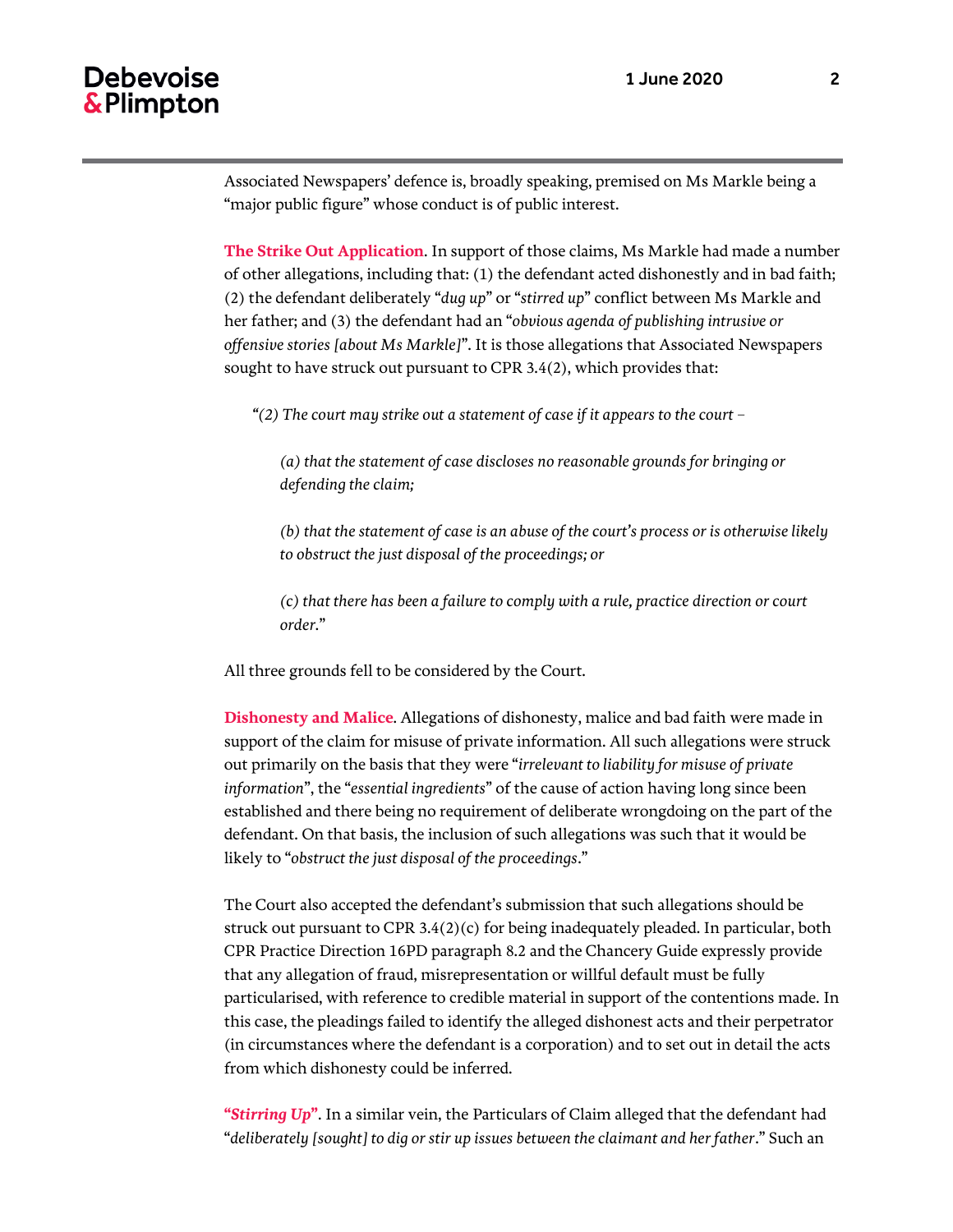Associated Newspapers' defence is, broadly speaking, premised on Ms Markle being a "major public figure" whose conduct is of public interest.

**The Strike Out Application**. In support of those claims, Ms Markle had made a number of other allegations, including that: (1) the defendant acted dishonestly and in bad faith; (2) the defendant deliberately "*dug up*" or "*stirred up*" conflict between Ms Markle and her father; and (3) the defendant had an "*obvious agenda of publishing intrusive or offensive stories [about Ms Markle]*". It is those allegations that Associated Newspapers sought to have struck out pursuant to CPR 3.4(2), which provides that:

> *"(2) The court may strike out a statement of case if it appears to the court –*
>
> *(a) that the statement of case discloses no reasonable grounds for bringing or defending the claim;*
>
> *(b) that the statement of case is an abuse of the court's process or is otherwise likely to obstruct the just disposal of the proceedings; or*
>
> *(c) that there has been a failure to comply with a rule, practice direction or court order.*"

All three grounds fell to be considered by the Court.

**Dishonesty and Malice**. Allegations of dishonesty, malice and bad faith were made in support of the claim for misuse of private information. All such allegations were struck out primarily on the basis that they were "*irrelevant to liability for misuse of private information*", the "*essential ingredients*" of the cause of action having long since been established and there being no requirement of deliberate wrongdoing on the part of the defendant. On that basis, the inclusion of such allegations was such that it would be likely to "*obstruct the just disposal of the proceedings*."

The Court also accepted the defendant's submission that such allegations should be struck out pursuant to CPR 3.4(2)(c) for being inadequately pleaded. In particular, both CPR Practice Direction 16PD paragraph 8.2 and the Chancery Guide expressly provide that any allegation of fraud, misrepresentation or willful default must be fully particularised, with reference to credible material in support of the contentions made. In this case, the pleadings failed to identify the alleged dishonest acts and their perpetrator (in circumstances where the defendant is a corporation) and to set out in detail the acts from which dishonesty could be inferred.

**"*Stirring Up*"**. In a similar vein, the Particulars of Claim alleged that the defendant had "*deliberately [sought] to dig or stir up issues between the claimant and her father*." Such an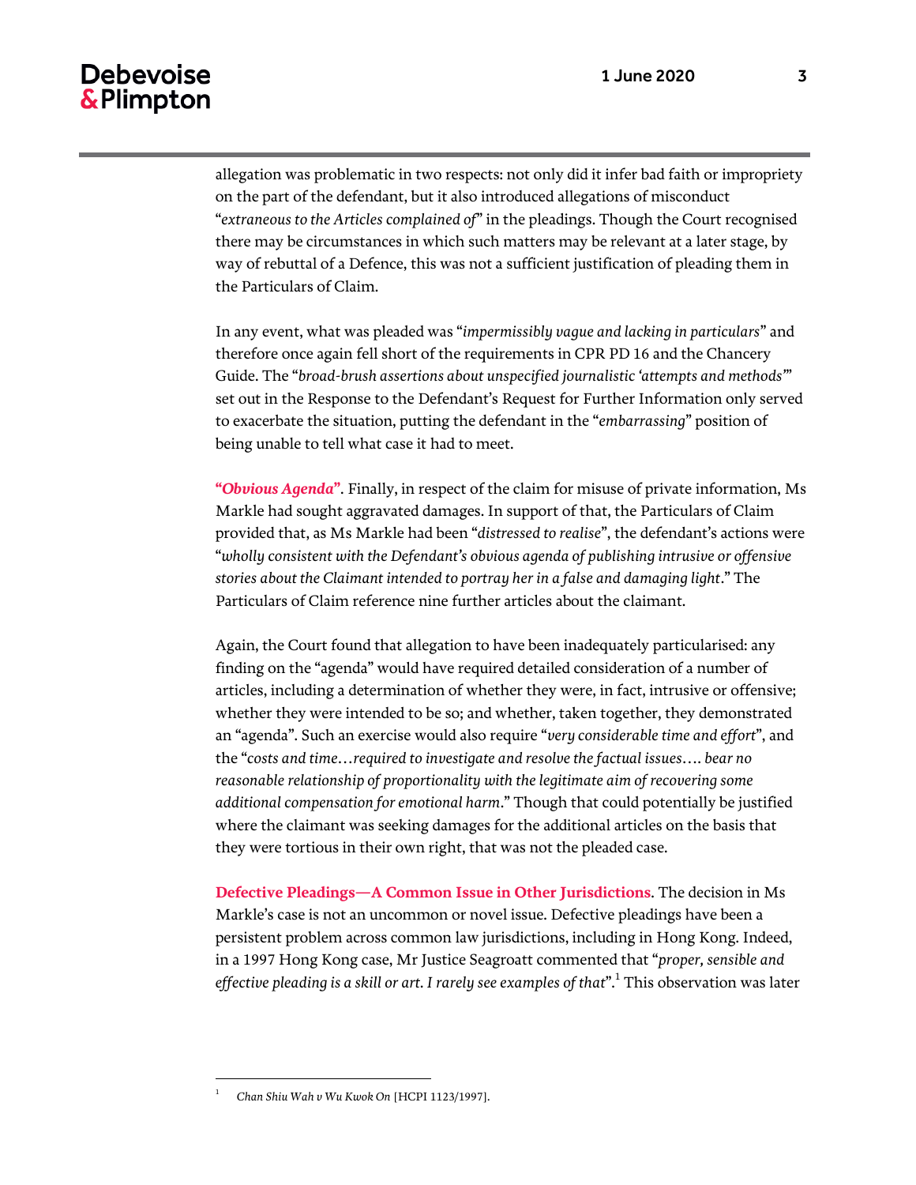allegation was problematic in two respects: not only did it infer bad faith or impropriety on the part of the defendant, but it also introduced allegations of misconduct "*extraneous to the Articles complained of*" in the pleadings. Though the Court recognised there may be circumstances in which such matters may be relevant at a later stage, by way of rebuttal of a Defence, this was not a sufficient justification of pleading them in the Particulars of Claim.

In any event, what was pleaded was "*impermissibly vague and lacking in particulars*" and therefore once again fell short of the requirements in CPR PD 16 and the Chancery Guide. The "*broad-brush assertions about unspecified journalistic 'attempts and methods'*" set out in the Response to the Defendant's Request for Further Information only served to exacerbate the situation, putting the defendant in the "*embarrassing*" position of being unable to tell what case it had to meet.

**"*Obvious Agenda*".** Finally, in respect of the claim for misuse of private information, Ms Markle had sought aggravated damages. In support of that, the Particulars of Claim provided that, as Ms Markle had been "*distressed to realise*", the defendant's actions were "*wholly consistent with the Defendant's obvious agenda of publishing intrusive or offensive stories about the Claimant intended to portray her in a false and damaging light*." The Particulars of Claim reference nine further articles about the claimant.

Again, the Court found that allegation to have been inadequately particularised: any finding on the "agenda" would have required detailed consideration of a number of articles, including a determination of whether they were, in fact, intrusive or offensive; whether they were intended to be so; and whether, taken together, they demonstrated an "agenda". Such an exercise would also require "*very considerable time and effort*", and the "*costs and time…required to investigate and resolve the factual issues…. bear no reasonable relationship of proportionality with the legitimate aim of recovering some additional compensation for emotional harm*." Though that could potentially be justified where the claimant was seeking damages for the additional articles on the basis that they were tortious in their own right, that was not the pleaded case.

**Defective Pleadings—A Common Issue in Other Jurisdictions.** The decision in Ms Markle's case is not an uncommon or novel issue. Defective pleadings have been a persistent problem across common law jurisdictions, including in Hong Kong. Indeed, in a 1997 Hong Kong case, Mr Justice Seagroatt commented that "*proper, sensible and effective pleading is a skill or art. I rarely see examples of that*".[1] This observation was later

---

[1] *Chan Shiu Wah v Wu Kwok On* [HCPI 1123/1997].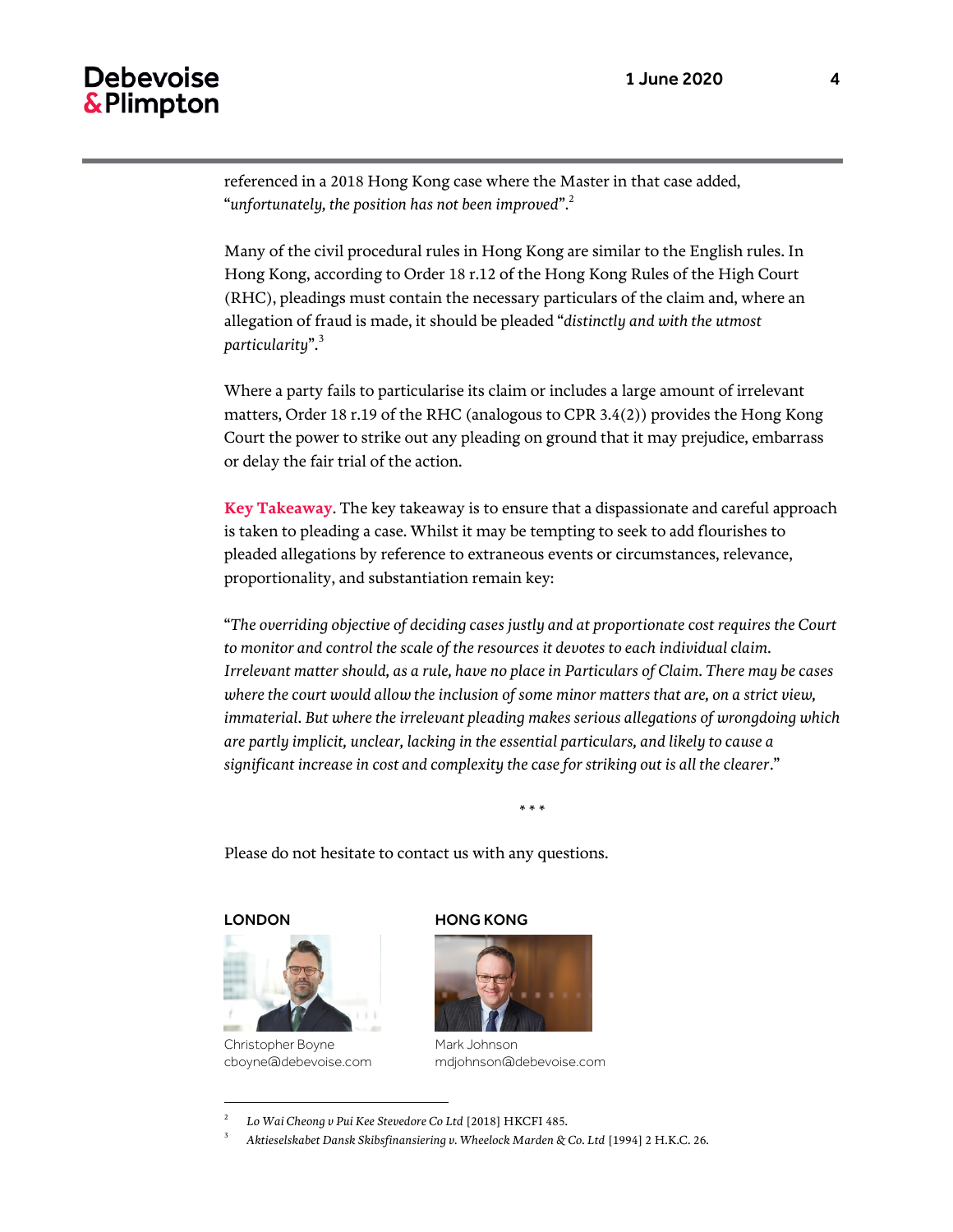referenced in a 2018 Hong Kong case where the Master in that case added, "*unfortunately, the position has not been improved*".[2]

Many of the civil procedural rules in Hong Kong are similar to the English rules. In Hong Kong, according to Order 18 r.12 of the Hong Kong Rules of the High Court (RHC), pleadings must contain the necessary particulars of the claim and, where an allegation of fraud is made, it should be pleaded "*distinctly and with the utmost particularity*".[3]

Where a party fails to particularise its claim or includes a large amount of irrelevant matters, Order 18 r.19 of the RHC (analogous to CPR 3.4(2)) provides the Hong Kong Court the power to strike out any pleading on ground that it may prejudice, embarrass or delay the fair trial of the action.

**Key Takeaway**. The key takeaway is to ensure that a dispassionate and careful approach is taken to pleading a case. Whilst it may be tempting to seek to add flourishes to pleaded allegations by reference to extraneous events or circumstances, relevance, proportionality, and substantiation remain key:

"*The overriding objective of deciding cases justly and at proportionate cost requires the Court to monitor and control the scale of the resources it devotes to each individual claim. Irrelevant matter should, as a rule, have no place in Particulars of Claim. There may be cases where the court would allow the inclusion of some minor matters that are, on a strict view, immaterial. But where the irrelevant pleading makes serious allegations of wrongdoing which are partly implicit, unclear, lacking in the essential particulars, and likely to cause a significant increase in cost and complexity the case for striking out is all the clearer*."

\* \* \*

Please do not hesitate to contact us with any questions.

**LONDON**

Christopher Boyne
cboyne@debevoise.com

**HONG KONG**

Mark Johnson
mdjohnson@debevoise.com

---

[2] *Lo Wai Cheong v Pui Kee Stevedore Co Ltd* [2018] HKCFI 485.

[3] *Aktieselskabet Dansk Skibsfinansiering v. Wheelock Marden & Co. Ltd* [1994] 2 H.K.C. 26.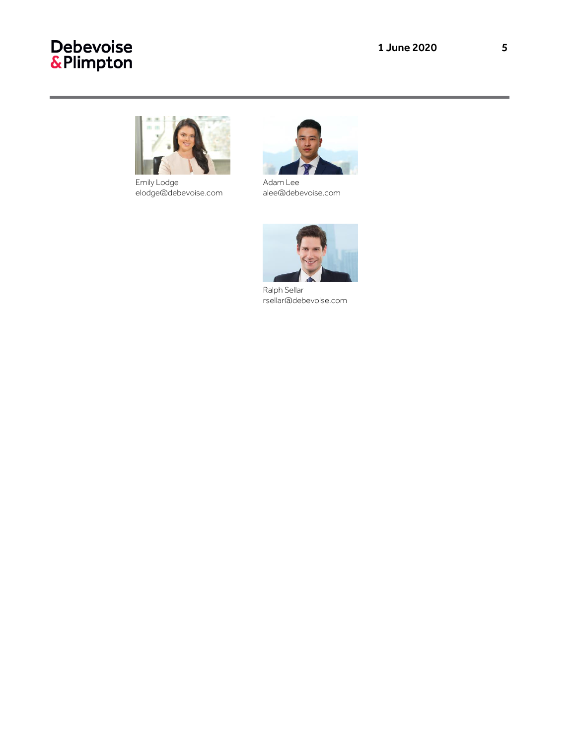Emily Lodge
elodge@debevoise.com

Adam Lee
alee@debevoise.com

Ralph Sellar
rsellar@debevoise.com